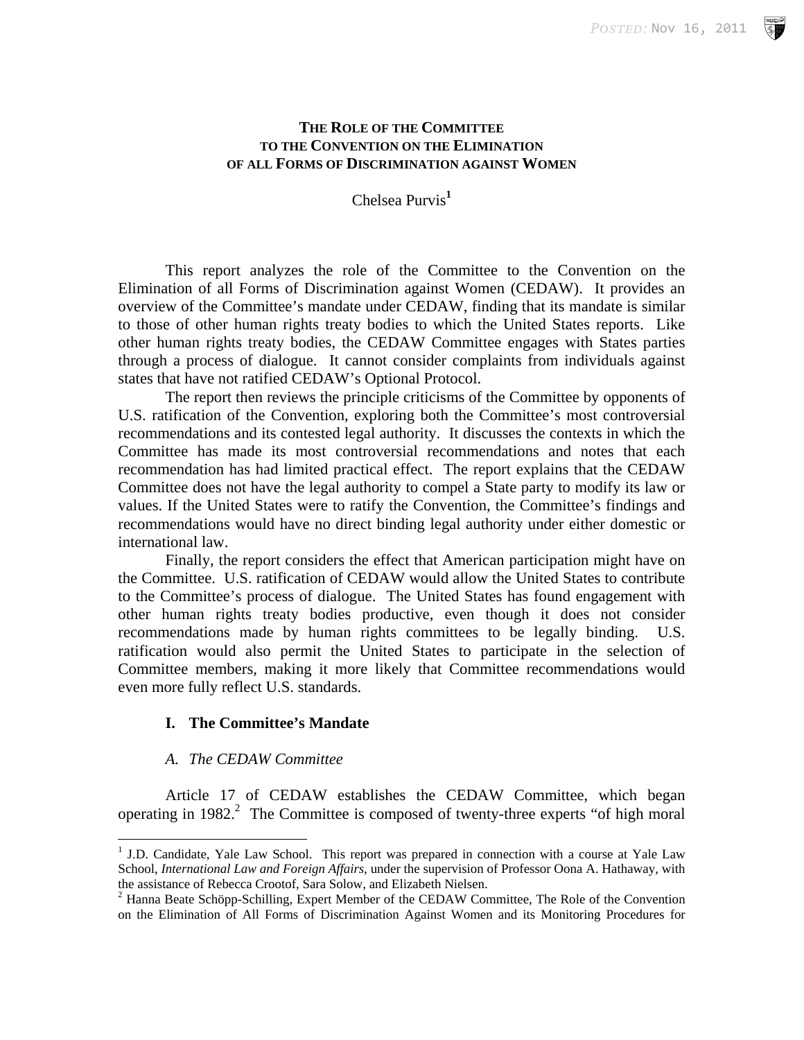# THE ROLE OF THE COMMITTEE TO THE CONVENTION ON THE ELIMINATION OF ALL FORMS OF DISCRIMINATION AGAINST WOMEN

Chelsea Purvis[1]

This report analyzes the role of the Committee to the Convention on the Elimination of all Forms of Discrimination against Women (CEDAW). It provides an overview of the Committee's mandate under CEDAW, finding that its mandate is similar to those of other human rights treaty bodies to which the United States reports. Like other human rights treaty bodies, the CEDAW Committee engages with States parties through a process of dialogue. It cannot consider complaints from individuals against states that have not ratified CEDAW's Optional Protocol.

The report then reviews the principle criticisms of the Committee by opponents of U.S. ratification of the Convention, exploring both the Committee's most controversial recommendations and its contested legal authority. It discusses the contexts in which the Committee has made its most controversial recommendations and notes that each recommendation has had limited practical effect. The report explains that the CEDAW Committee does not have the legal authority to compel a State party to modify its law or values. If the United States were to ratify the Convention, the Committee's findings and recommendations would have no direct binding legal authority under either domestic or international law.

Finally, the report considers the effect that American participation might have on the Committee. U.S. ratification of CEDAW would allow the United States to contribute to the Committee's process of dialogue. The United States has found engagement with other human rights treaty bodies productive, even though it does not consider recommendations made by human rights committees to be legally binding. U.S. ratification would also permit the United States to participate in the selection of Committee members, making it more likely that Committee recommendations would even more fully reflect U.S. standards.

## I. The Committee's Mandate

### A. The CEDAW Committee

Article 17 of CEDAW establishes the CEDAW Committee, which began operating in 1982.[2] The Committee is composed of twenty-three experts "of high moral

---

[1] J.D. Candidate, Yale Law School. This report was prepared in connection with a course at Yale Law School, *International Law and Foreign Affairs*, under the supervision of Professor Oona A. Hathaway, with the assistance of Rebecca Crootof, Sara Solow, and Elizabeth Nielsen.

[2] Hanna Beate Schöpp-Schilling, Expert Member of the CEDAW Committee, The Role of the Convention on the Elimination of All Forms of Discrimination Against Women and its Monitoring Procedures for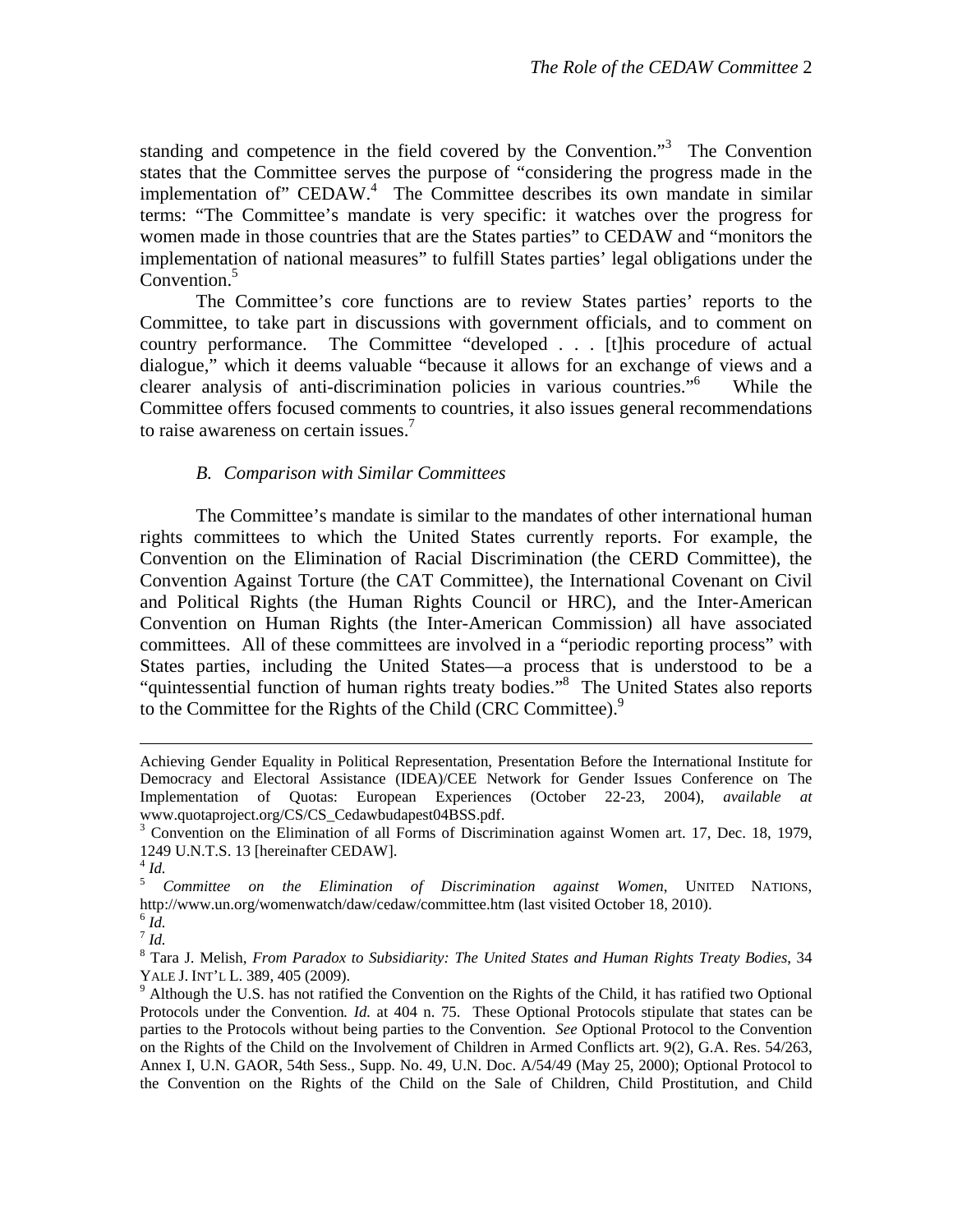standing and competence in the field covered by the Convention."[3] The Convention states that the Committee serves the purpose of "considering the progress made in the implementation of" CEDAW.[4] The Committee describes its own mandate in similar terms: "The Committee's mandate is very specific: it watches over the progress for women made in those countries that are the States parties" to CEDAW and "monitors the implementation of national measures" to fulfill States parties' legal obligations under the Convention.[5]

The Committee's core functions are to review States parties' reports to the Committee, to take part in discussions with government officials, and to comment on country performance. The Committee "developed . . . [t]his procedure of actual dialogue," which it deems valuable "because it allows for an exchange of views and a clearer analysis of anti-discrimination policies in various countries."[6] While the Committee offers focused comments to countries, it also issues general recommendations to raise awareness on certain issues.[7]

### *B. Comparison with Similar Committees*

The Committee's mandate is similar to the mandates of other international human rights committees to which the United States currently reports. For example, the Convention on the Elimination of Racial Discrimination (the CERD Committee), the Convention Against Torture (the CAT Committee), the International Covenant on Civil and Political Rights (the Human Rights Council or HRC), and the Inter-American Convention on Human Rights (the Inter-American Commission) all have associated committees. All of these committees are involved in a "periodic reporting process" with States parties, including the United States—a process that is understood to be a "quintessential function of human rights treaty bodies."[8] The United States also reports to the Committee for the Rights of the Child (CRC Committee).[9]

---

Achieving Gender Equality in Political Representation, Presentation Before the International Institute for Democracy and Electoral Assistance (IDEA)/CEE Network for Gender Issues Conference on The Implementation of Quotas: European Experiences (October 22-23, 2004), *available at* www.quotaproject.org/CS/CS_Cedawbudapest04BSS.pdf.

[3] Convention on the Elimination of all Forms of Discrimination against Women art. 17, Dec. 18, 1979, 1249 U.N.T.S. 13 [hereinafter CEDAW].

[4] *Id.*

[5] *Committee on the Elimination of Discrimination against Women*, UNITED NATIONS, http://www.un.org/womenwatch/daw/cedaw/committee.htm (last visited October 18, 2010).

[6] *Id.*

[7] *Id.*

[8] Tara J. Melish, *From Paradox to Subsidiarity: The United States and Human Rights Treaty Bodies*, 34 YALE J. INT'L L. 389, 405 (2009).

[9] Although the U.S. has not ratified the Convention on the Rights of the Child, it has ratified two Optional Protocols under the Convention. *Id.* at 404 n. 75. These Optional Protocols stipulate that states can be parties to the Protocols without being parties to the Convention. *See* Optional Protocol to the Convention on the Rights of the Child on the Involvement of Children in Armed Conflicts art. 9(2), G.A. Res. 54/263, Annex I, U.N. GAOR, 54th Sess., Supp. No. 49, U.N. Doc. A/54/49 (May 25, 2000); Optional Protocol to the Convention on the Rights of the Child on the Sale of Children, Child Prostitution, and Child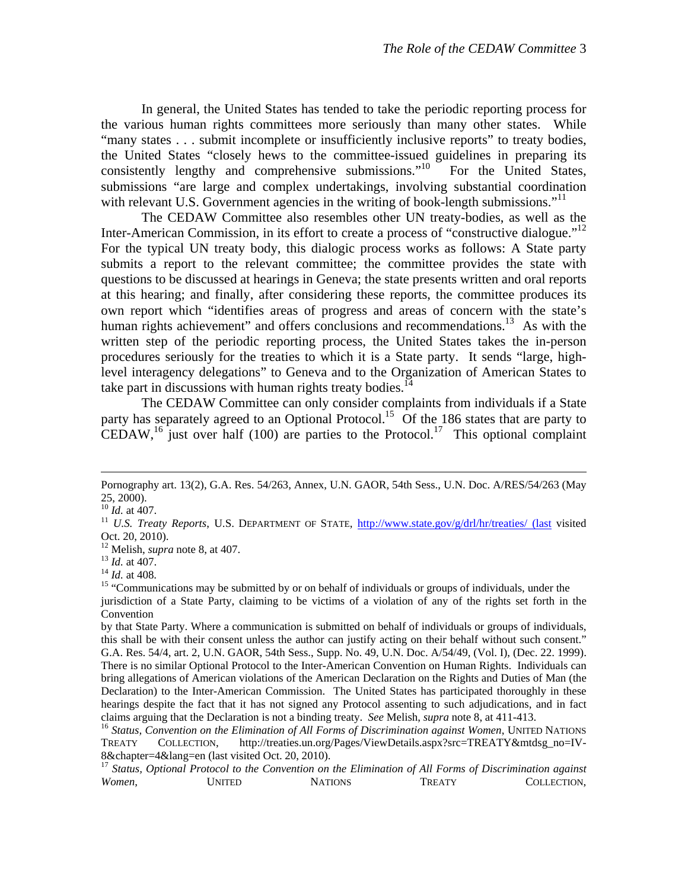In general, the United States has tended to take the periodic reporting process for the various human rights committees more seriously than many other states. While "many states . . . submit incomplete or insufficiently inclusive reports" to treaty bodies, the United States "closely hews to the committee-issued guidelines in preparing its consistently lengthy and comprehensive submissions."[10] For the United States, submissions "are large and complex undertakings, involving substantial coordination with relevant U.S. Government agencies in the writing of book-length submissions."[11]

The CEDAW Committee also resembles other UN treaty-bodies, as well as the Inter-American Commission, in its effort to create a process of "constructive dialogue."[12] For the typical UN treaty body, this dialogic process works as follows: A State party submits a report to the relevant committee; the committee provides the state with questions to be discussed at hearings in Geneva; the state presents written and oral reports at this hearing; and finally, after considering these reports, the committee produces its own report which "identifies areas of progress and areas of concern with the state's human rights achievement" and offers conclusions and recommendations.[13] As with the written step of the periodic reporting process, the United States takes the in-person procedures seriously for the treaties to which it is a State party. It sends "large, high-level interagency delegations" to Geneva and to the Organization of American States to take part in discussions with human rights treaty bodies.[14]

The CEDAW Committee can only consider complaints from individuals if a State party has separately agreed to an Optional Protocol.[15] Of the 186 states that are party to CEDAW,[16] just over half (100) are parties to the Protocol.[17] This optional complaint

---

Pornography art. 13(2), G.A. Res. 54/263, Annex, U.N. GAOR, 54th Sess., U.N. Doc. A/RES/54/263 (May 25, 2000).

[10] *Id.* at 407.

[11] *U.S. Treaty Reports*, U.S. DEPARTMENT OF STATE, http://www.state.gov/g/drl/hr/treaties/ (last visited Oct. 20, 2010).

[12] Melish, *supra* note 8, at 407.

[13] *Id.* at 407.

[14] *Id.* at 408.

[15] "Communications may be submitted by or on behalf of individuals or groups of individuals, under the jurisdiction of a State Party, claiming to be victims of a violation of any of the rights set forth in the Convention

by that State Party. Where a communication is submitted on behalf of individuals or groups of individuals, this shall be with their consent unless the author can justify acting on their behalf without such consent." G.A. Res. 54/4, art. 2, U.N. GAOR, 54th Sess., Supp. No. 49, U.N. Doc. A/54/49, (Vol. I), (Dec. 22. 1999). There is no similar Optional Protocol to the Inter-American Convention on Human Rights. Individuals can bring allegations of American violations of the American Declaration on the Rights and Duties of Man (the Declaration) to the Inter-American Commission. The United States has participated thoroughly in these hearings despite the fact that it has not signed any Protocol assenting to such adjudications, and in fact claims arguing that the Declaration is not a binding treaty. *See* Melish, *supra* note 8, at 411-413.

[16] *Status, Convention on the Elimination of All Forms of Discrimination against Women*, UNITED NATIONS TREATY COLLECTION, http://treaties.un.org/Pages/ViewDetails.aspx?src=TREATY&mtdsg_no=IV-8&chapter=4&lang=en (last visited Oct. 20, 2010).

[17] *Status, Optional Protocol to the Convention on the Elimination of All Forms of Discrimination against Women*, UNITED NATIONS TREATY COLLECTION,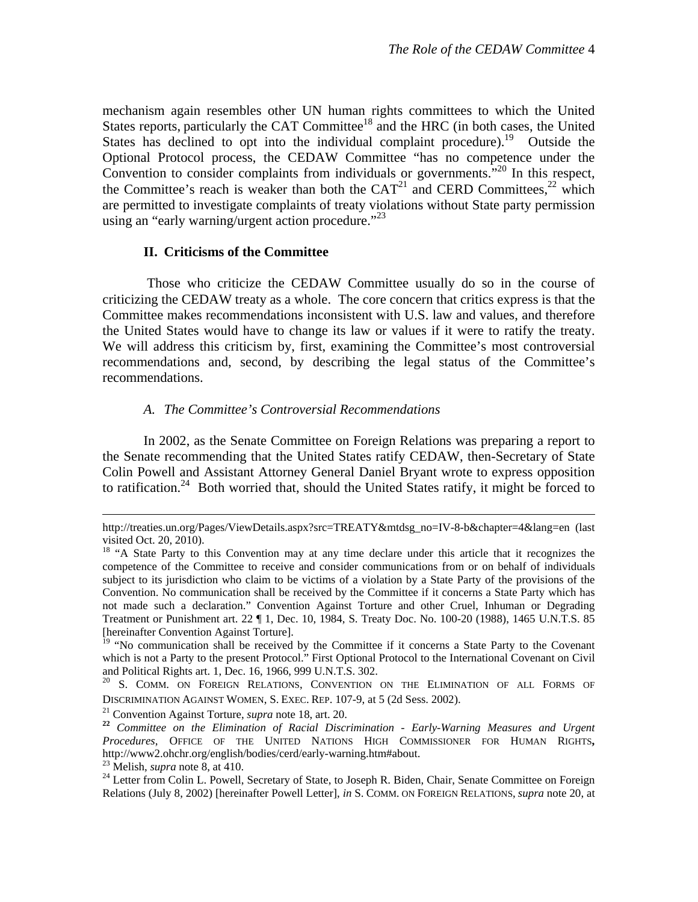mechanism again resembles other UN human rights committees to which the United States reports, particularly the CAT Committee[18] and the HRC (in both cases, the United States has declined to opt into the individual complaint procedure).[19] Outside the Optional Protocol process, the CEDAW Committee "has no competence under the Convention to consider complaints from individuals or governments."[20] In this respect, the Committee's reach is weaker than both the CAT[21] and CERD Committees,[22] which are permitted to investigate complaints of treaty violations without State party permission using an "early warning/urgent action procedure."[23]

## II. Criticisms of the Committee

Those who criticize the CEDAW Committee usually do so in the course of criticizing the CEDAW treaty as a whole. The core concern that critics express is that the Committee makes recommendations inconsistent with U.S. law and values, and therefore the United States would have to change its law or values if it were to ratify the treaty. We will address this criticism by, first, examining the Committee's most controversial recommendations and, second, by describing the legal status of the Committee's recommendations.

### *A. The Committee's Controversial Recommendations*

In 2002, as the Senate Committee on Foreign Relations was preparing a report to the Senate recommending that the United States ratify CEDAW, then-Secretary of State Colin Powell and Assistant Attorney General Daniel Bryant wrote to express opposition to ratification.[24] Both worried that, should the United States ratify, it might be forced to

---

http://treaties.un.org/Pages/ViewDetails.aspx?src=TREATY&mtdsg_no=IV-8-b&chapter=4&lang=en (last visited Oct. 20, 2010).

[18] "A State Party to this Convention may at any time declare under this article that it recognizes the competence of the Committee to receive and consider communications from or on behalf of individuals subject to its jurisdiction who claim to be victims of a violation by a State Party of the provisions of the Convention. No communication shall be received by the Committee if it concerns a State Party which has not made such a declaration." Convention Against Torture and other Cruel, Inhuman or Degrading Treatment or Punishment art. 22 ¶ 1, Dec. 10, 1984, S. Treaty Doc. No. 100-20 (1988), 1465 U.N.T.S. 85 [hereinafter Convention Against Torture].

[19] "No communication shall be received by the Committee if it concerns a State Party to the Covenant which is not a Party to the present Protocol." First Optional Protocol to the International Covenant on Civil and Political Rights art. 1, Dec. 16, 1966, 999 U.N.T.S. 302.

[20] S. COMM. ON FOREIGN RELATIONS, CONVENTION ON THE ELIMINATION OF ALL FORMS OF DISCRIMINATION AGAINST WOMEN, S. EXEC. REP. 107-9, at 5 (2d Sess. 2002).

[21] Convention Against Torture, *supra* note 18, art. 20.

[22] *Committee on the Elimination of Racial Discrimination - Early-Warning Measures and Urgent Procedures*, OFFICE OF THE UNITED NATIONS HIGH COMMISSIONER FOR HUMAN RIGHTS, http://www2.ohchr.org/english/bodies/cerd/early-warning.htm#about.

[23] Melish, *supra* note 8, at 410.

[24] Letter from Colin L. Powell, Secretary of State, to Joseph R. Biden, Chair, Senate Committee on Foreign Relations (July 8, 2002) [hereinafter Powell Letter], *in* S. COMM. ON FOREIGN RELATIONS, *supra* note 20, at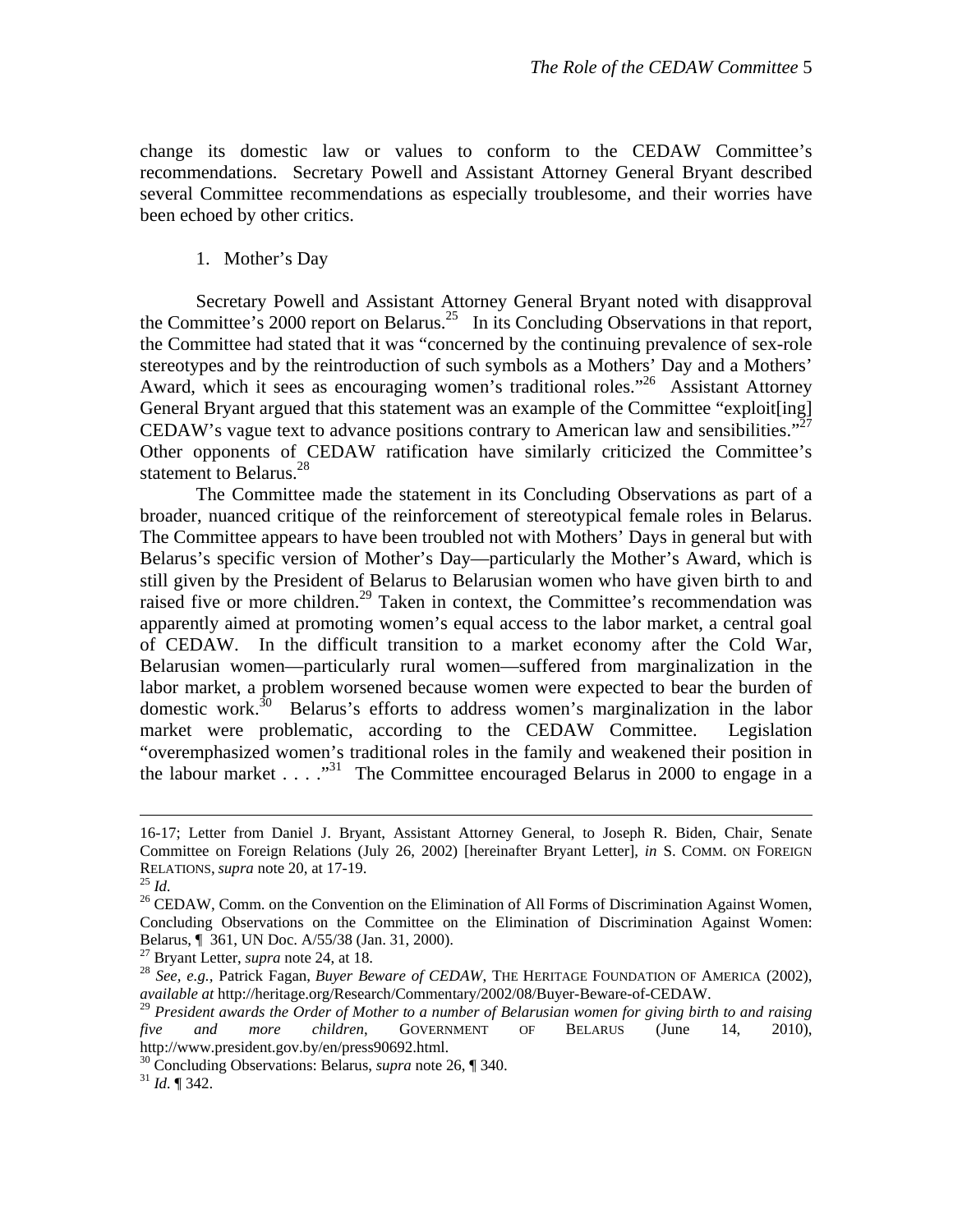change its domestic law or values to conform to the CEDAW Committee's recommendations. Secretary Powell and Assistant Attorney General Bryant described several Committee recommendations as especially troublesome, and their worries have been echoed by other critics.

1. Mother's Day

Secretary Powell and Assistant Attorney General Bryant noted with disapproval the Committee's 2000 report on Belarus.[25] In its Concluding Observations in that report, the Committee had stated that it was "concerned by the continuing prevalence of sex-role stereotypes and by the reintroduction of such symbols as a Mothers' Day and a Mothers' Award, which it sees as encouraging women's traditional roles."[26] Assistant Attorney General Bryant argued that this statement was an example of the Committee "exploit[ing] CEDAW's vague text to advance positions contrary to American law and sensibilities."[27] Other opponents of CEDAW ratification have similarly criticized the Committee's statement to Belarus.[28]

The Committee made the statement in its Concluding Observations as part of a broader, nuanced critique of the reinforcement of stereotypical female roles in Belarus. The Committee appears to have been troubled not with Mothers' Days in general but with Belarus's specific version of Mother's Day—particularly the Mother's Award, which is still given by the President of Belarus to Belarusian women who have given birth to and raised five or more children.[29] Taken in context, the Committee's recommendation was apparently aimed at promoting women's equal access to the labor market, a central goal of CEDAW. In the difficult transition to a market economy after the Cold War, Belarusian women—particularly rural women—suffered from marginalization in the labor market, a problem worsened because women were expected to bear the burden of domestic work.[30] Belarus's efforts to address women's marginalization in the labor market were problematic, according to the CEDAW Committee. Legislation "overemphasized women's traditional roles in the family and weakened their position in the labour market . . . ."[31] The Committee encouraged Belarus in 2000 to engage in a

---

16-17; Letter from Daniel J. Bryant, Assistant Attorney General, to Joseph R. Biden, Chair, Senate Committee on Foreign Relations (July 26, 2002) [hereinafter Bryant Letter], *in* S. COMM. ON FOREIGN RELATIONS, *supra* note 20, at 17-19.

[25] *Id.*

[26] CEDAW, Comm. on the Convention on the Elimination of All Forms of Discrimination Against Women, Concluding Observations on the Committee on the Elimination of Discrimination Against Women: Belarus, ¶ 361, UN Doc. A/55/38 (Jan. 31, 2000).

[27] Bryant Letter, *supra* note 24, at 18.

[28] *See, e.g.*, Patrick Fagan, *Buyer Beware of CEDAW*, THE HERITAGE FOUNDATION OF AMERICA (2002), *available at* http://heritage.org/Research/Commentary/2002/08/Buyer-Beware-of-CEDAW.

[29] *President awards the Order of Mother to a number of Belarusian women for giving birth to and raising five and more children*, GOVERNMENT OF BELARUS (June 14, 2010), http://www.president.gov.by/en/press90692.html.

[30] Concluding Observations: Belarus, *supra* note 26, ¶ 340.

[31] *Id.* ¶ 342.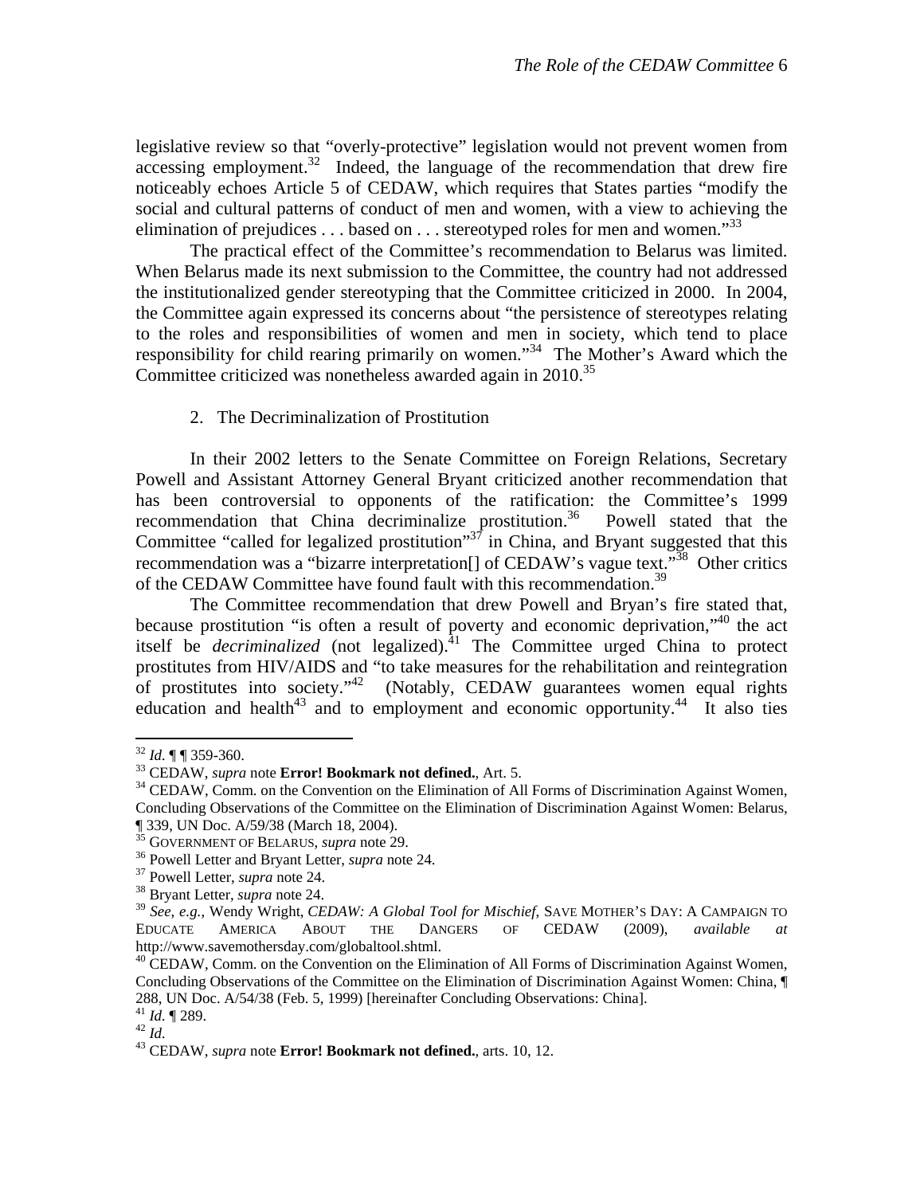legislative review so that "overly-protective" legislation would not prevent women from accessing employment.[32] Indeed, the language of the recommendation that drew fire noticeably echoes Article 5 of CEDAW, which requires that States parties "modify the social and cultural patterns of conduct of men and women, with a view to achieving the elimination of prejudices . . . based on . . . stereotyped roles for men and women."[33]

The practical effect of the Committee's recommendation to Belarus was limited. When Belarus made its next submission to the Committee, the country had not addressed the institutionalized gender stereotyping that the Committee criticized in 2000. In 2004, the Committee again expressed its concerns about "the persistence of stereotypes relating to the roles and responsibilities of women and men in society, which tend to place responsibility for child rearing primarily on women."[34] The Mother's Award which the Committee criticized was nonetheless awarded again in 2010.[35]

2. The Decriminalization of Prostitution

In their 2002 letters to the Senate Committee on Foreign Relations, Secretary Powell and Assistant Attorney General Bryant criticized another recommendation that has been controversial to opponents of the ratification: the Committee's 1999 recommendation that China decriminalize prostitution.[36] Powell stated that the Committee "called for legalized prostitution"[37] in China, and Bryant suggested that this recommendation was a "bizarre interpretation[] of CEDAW's vague text."[38] Other critics of the CEDAW Committee have found fault with this recommendation.[39]

The Committee recommendation that drew Powell and Bryan's fire stated that, because prostitution "is often a result of poverty and economic deprivation,"[40] the act itself be *decriminalized* (not legalized).[41] The Committee urged China to protect prostitutes from HIV/AIDS and "to take measures for the rehabilitation and reintegration of prostitutes into society."[42] (Notably, CEDAW guarantees women equal rights education and health[43] and to employment and economic opportunity.[44] It also ties

---

[32] *Id*. ¶ ¶ 359-360.

[33] CEDAW, *supra* note **Error! Bookmark not defined.**, Art. 5.

[34] CEDAW, Comm. on the Convention on the Elimination of All Forms of Discrimination Against Women, Concluding Observations of the Committee on the Elimination of Discrimination Against Women: Belarus, ¶ 339, UN Doc. A/59/38 (March 18, 2004).

[35] GOVERNMENT OF BELARUS, *supra* note 29.

[36] Powell Letter and Bryant Letter, *supra* note 24.

[37] Powell Letter, *supra* note 24.

[38] Bryant Letter, *supra* note 24.

[39] *See, e.g.,* Wendy Wright, *CEDAW: A Global Tool for Mischief*, SAVE MOTHER'S DAY: A CAMPAIGN TO EDUCATE AMERICA ABOUT THE DANGERS OF CEDAW (2009), *available at* http://www.savemothersday.com/globaltool.shtml.

[40] CEDAW, Comm. on the Convention on the Elimination of All Forms of Discrimination Against Women, Concluding Observations of the Committee on the Elimination of Discrimination Against Women: China, ¶ 288, UN Doc. A/54/38 (Feb. 5, 1999) [hereinafter Concluding Observations: China].

[41] *Id*. ¶ 289.

[42] *Id*.

[43] CEDAW, *supra* note **Error! Bookmark not defined.**, arts. 10, 12.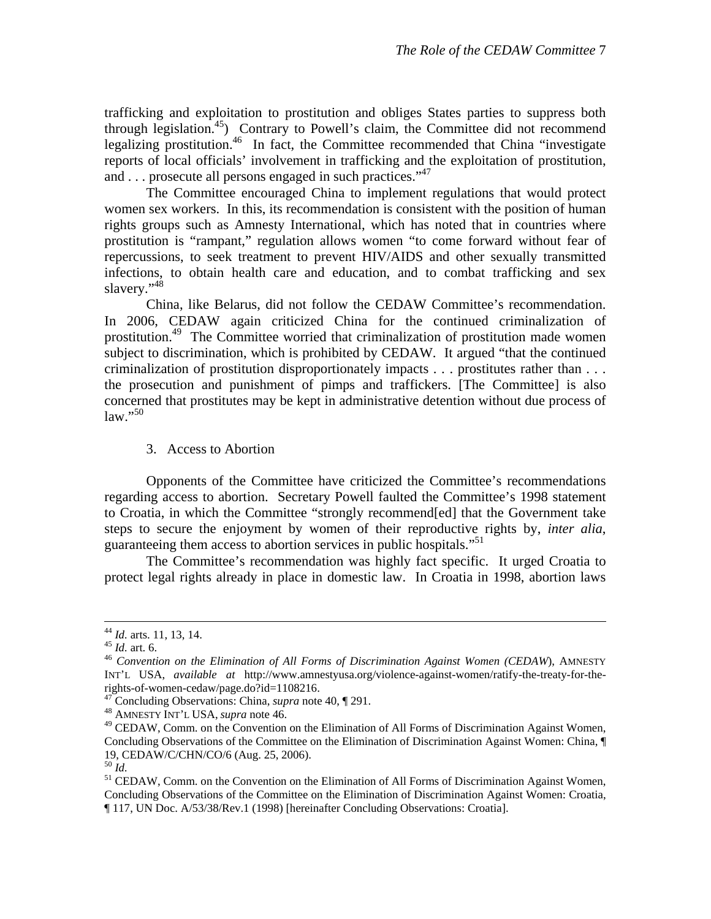trafficking and exploitation to prostitution and obliges States parties to suppress both through legislation.[45]) Contrary to Powell's claim, the Committee did not recommend legalizing prostitution.[46] In fact, the Committee recommended that China "investigate reports of local officials' involvement in trafficking and the exploitation of prostitution, and . . . prosecute all persons engaged in such practices."[47]

The Committee encouraged China to implement regulations that would protect women sex workers. In this, its recommendation is consistent with the position of human rights groups such as Amnesty International, which has noted that in countries where prostitution is "rampant," regulation allows women "to come forward without fear of repercussions, to seek treatment to prevent HIV/AIDS and other sexually transmitted infections, to obtain health care and education, and to combat trafficking and sex slavery."[48]

China, like Belarus, did not follow the CEDAW Committee's recommendation. In 2006, CEDAW again criticized China for the continued criminalization of prostitution.[49] The Committee worried that criminalization of prostitution made women subject to discrimination, which is prohibited by CEDAW. It argued "that the continued criminalization of prostitution disproportionately impacts . . . prostitutes rather than . . . the prosecution and punishment of pimps and traffickers. [The Committee] is also concerned that prostitutes may be kept in administrative detention without due process of law."[50]

3. Access to Abortion

Opponents of the Committee have criticized the Committee's recommendations regarding access to abortion. Secretary Powell faulted the Committee's 1998 statement to Croatia, in which the Committee "strongly recommend[ed] that the Government take steps to secure the enjoyment by women of their reproductive rights by, *inter alia*, guaranteeing them access to abortion services in public hospitals."[51]

The Committee's recommendation was highly fact specific. It urged Croatia to protect legal rights already in place in domestic law. In Croatia in 1998, abortion laws

---

[44] *Id.* arts. 11, 13, 14.

[45] *Id.* art. 6.

[46] *Convention on the Elimination of All Forms of Discrimination Against Women (CEDAW*), AMNESTY INT'L USA, *available at* http://www.amnestyusa.org/violence-against-women/ratify-the-treaty-for-the-rights-of-women-cedaw/page.do?id=1108216.

[47] Concluding Observations: China, *supra* note 40, ¶ 291.

[48] AMNESTY INT'L USA, *supra* note 46.

[49] CEDAW, Comm. on the Convention on the Elimination of All Forms of Discrimination Against Women, Concluding Observations of the Committee on the Elimination of Discrimination Against Women: China, ¶ 19, CEDAW/C/CHN/CO/6 (Aug. 25, 2006).

[50] *Id.*

[51] CEDAW, Comm. on the Convention on the Elimination of All Forms of Discrimination Against Women, Concluding Observations of the Committee on the Elimination of Discrimination Against Women: Croatia, ¶ 117, UN Doc. A/53/38/Rev.1 (1998) [hereinafter Concluding Observations: Croatia].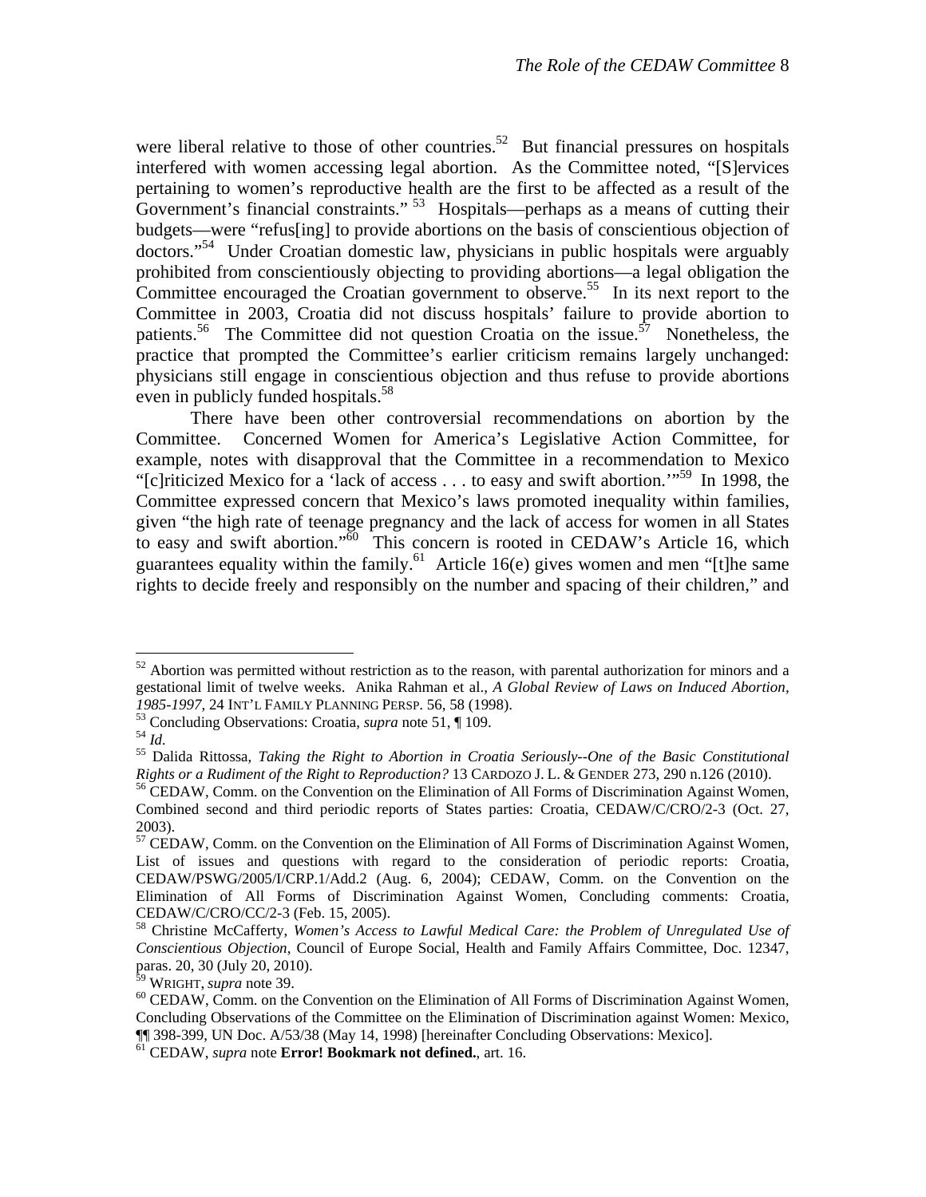were liberal relative to those of other countries.[52] But financial pressures on hospitals interfered with women accessing legal abortion. As the Committee noted, "[S]ervices pertaining to women's reproductive health are the first to be affected as a result of the Government's financial constraints."[53] Hospitals—perhaps as a means of cutting their budgets—were "refus[ing] to provide abortions on the basis of conscientious objection of doctors."[54] Under Croatian domestic law, physicians in public hospitals were arguably prohibited from conscientiously objecting to providing abortions—a legal obligation the Committee encouraged the Croatian government to observe.[55] In its next report to the Committee in 2003, Croatia did not discuss hospitals' failure to provide abortion to patients.[56] The Committee did not question Croatia on the issue.[57] Nonetheless, the practice that prompted the Committee's earlier criticism remains largely unchanged: physicians still engage in conscientious objection and thus refuse to provide abortions even in publicly funded hospitals.[58]

There have been other controversial recommendations on abortion by the Committee. Concerned Women for America's Legislative Action Committee, for example, notes with disapproval that the Committee in a recommendation to Mexico "[c]riticized Mexico for a 'lack of access . . . to easy and swift abortion.'"[59] In 1998, the Committee expressed concern that Mexico's laws promoted inequality within families, given "the high rate of teenage pregnancy and the lack of access for women in all States to easy and swift abortion."[60] This concern is rooted in CEDAW's Article 16, which guarantees equality within the family.[61] Article 16(e) gives women and men "[t]he same rights to decide freely and responsibly on the number and spacing of their children," and

---

[52] Abortion was permitted without restriction as to the reason, with parental authorization for minors and a gestational limit of twelve weeks. Anika Rahman et al., *A Global Review of Laws on Induced Abortion, 1985-1997*, 24 INT'L FAMILY PLANNING PERSP. 56, 58 (1998).

[53] Concluding Observations: Croatia, *supra* note 51, ¶ 109.

[54] *Id.*

[55] Dalida Rittossa, *Taking the Right to Abortion in Croatia Seriously--One of the Basic Constitutional Rights or a Rudiment of the Right to Reproduction?* 13 CARDOZO J. L. & GENDER 273, 290 n.126 (2010).

[56] CEDAW, Comm. on the Convention on the Elimination of All Forms of Discrimination Against Women, Combined second and third periodic reports of States parties: Croatia, CEDAW/C/CRO/2-3 (Oct. 27, 2003).

[57] CEDAW, Comm. on the Convention on the Elimination of All Forms of Discrimination Against Women, List of issues and questions with regard to the consideration of periodic reports: Croatia, CEDAW/PSWG/2005/I/CRP.1/Add.2 (Aug. 6, 2004); CEDAW, Comm. on the Convention on the Elimination of All Forms of Discrimination Against Women, Concluding comments: Croatia, CEDAW/C/CRO/CC/2-3 (Feb. 15, 2005).

[58] Christine McCafferty, *Women's Access to Lawful Medical Care: the Problem of Unregulated Use of Conscientious Objection*, Council of Europe Social, Health and Family Affairs Committee, Doc. 12347, paras. 20, 30 (July 20, 2010).

[59] WRIGHT, *supra* note 39.

[60] CEDAW, Comm. on the Convention on the Elimination of All Forms of Discrimination Against Women, Concluding Observations of the Committee on the Elimination of Discrimination against Women: Mexico, ¶¶ 398-399, UN Doc. A/53/38 (May 14, 1998) [hereinafter Concluding Observations: Mexico].

[61] CEDAW, *supra* note **Error! Bookmark not defined.**, art. 16.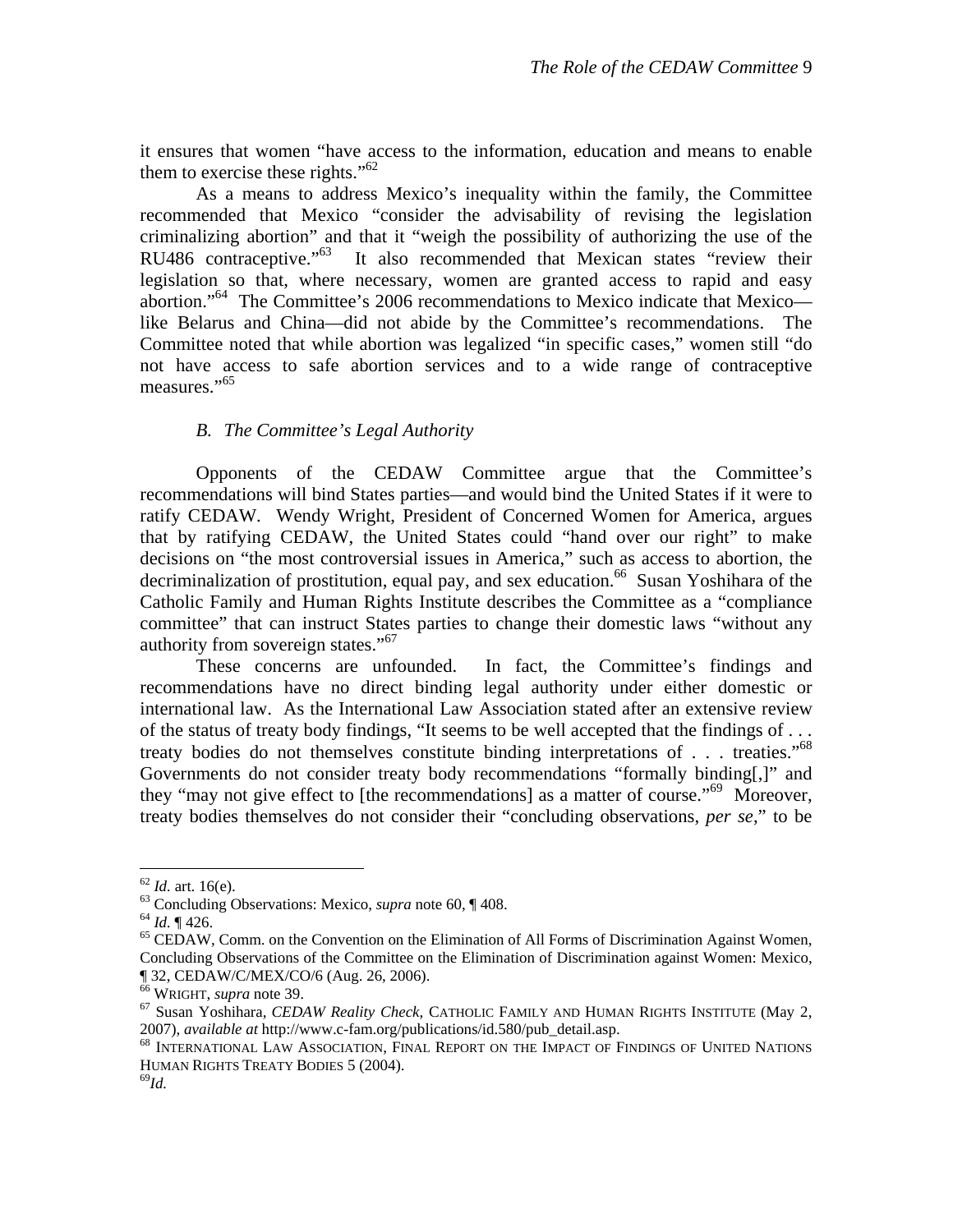it ensures that women "have access to the information, education and means to enable them to exercise these rights."[62]

As a means to address Mexico's inequality within the family, the Committee recommended that Mexico "consider the advisability of revising the legislation criminalizing abortion" and that it "weigh the possibility of authorizing the use of the RU486 contraceptive."[63] It also recommended that Mexican states "review their legislation so that, where necessary, women are granted access to rapid and easy abortion."[64] The Committee's 2006 recommendations to Mexico indicate that Mexico—like Belarus and China—did not abide by the Committee's recommendations. The Committee noted that while abortion was legalized "in specific cases," women still "do not have access to safe abortion services and to a wide range of contraceptive measures."[65]

### *B. The Committee's Legal Authority*

Opponents of the CEDAW Committee argue that the Committee's recommendations will bind States parties—and would bind the United States if it were to ratify CEDAW. Wendy Wright, President of Concerned Women for America, argues that by ratifying CEDAW, the United States could "hand over our right" to make decisions on "the most controversial issues in America," such as access to abortion, the decriminalization of prostitution, equal pay, and sex education.[66] Susan Yoshihara of the Catholic Family and Human Rights Institute describes the Committee as a "compliance committee" that can instruct States parties to change their domestic laws "without any authority from sovereign states."[67]

These concerns are unfounded. In fact, the Committee's findings and recommendations have no direct binding legal authority under either domestic or international law. As the International Law Association stated after an extensive review of the status of treaty body findings, "It seems to be well accepted that the findings of . . . treaty bodies do not themselves constitute binding interpretations of . . . treaties."[68] Governments do not consider treaty body recommendations "formally binding[,]" and they "may not give effect to [the recommendations] as a matter of course."[69] Moreover, treaty bodies themselves do not consider their "concluding observations, *per se*," to be

---

[62] *Id.* art. 16(e).

[63] Concluding Observations: Mexico, *supra* note 60, ¶ 408.

[64] *Id.* ¶ 426.

[65] CEDAW, Comm. on the Convention on the Elimination of All Forms of Discrimination Against Women, Concluding Observations of the Committee on the Elimination of Discrimination against Women: Mexico, ¶ 32, CEDAW/C/MEX/CO/6 (Aug. 26, 2006).

[66] WRIGHT, *supra* note 39.

[67] Susan Yoshihara, *CEDAW Reality Check*, CATHOLIC FAMILY AND HUMAN RIGHTS INSTITUTE (May 2, 2007), *available at* http://www.c-fam.org/publications/id.580/pub_detail.asp.

[68] INTERNATIONAL LAW ASSOCIATION, FINAL REPORT ON THE IMPACT OF FINDINGS OF UNITED NATIONS HUMAN RIGHTS TREATY BODIES 5 (2004).

[69] *Id.*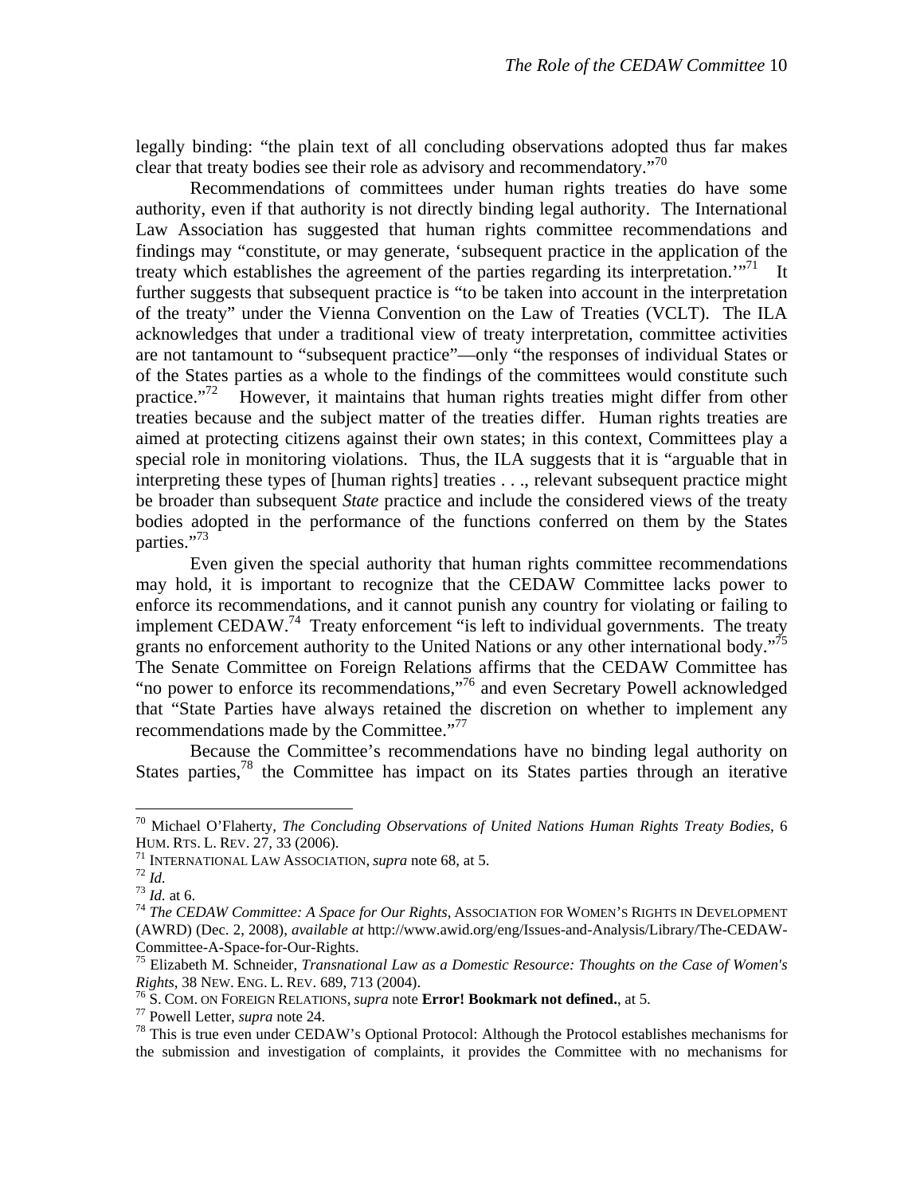legally binding: "the plain text of all concluding observations adopted thus far makes clear that treaty bodies see their role as advisory and recommendatory."[70]

Recommendations of committees under human rights treaties do have some authority, even if that authority is not directly binding legal authority. The International Law Association has suggested that human rights committee recommendations and findings may "constitute, or may generate, 'subsequent practice in the application of the treaty which establishes the agreement of the parties regarding its interpretation.'"[71] It further suggests that subsequent practice is "to be taken into account in the interpretation of the treaty" under the Vienna Convention on the Law of Treaties (VCLT). The ILA acknowledges that under a traditional view of treaty interpretation, committee activities are not tantamount to "subsequent practice"—only "the responses of individual States or of the States parties as a whole to the findings of the committees would constitute such practice."[72] However, it maintains that human rights treaties might differ from other treaties because and the subject matter of the treaties differ. Human rights treaties are aimed at protecting citizens against their own states; in this context, Committees play a special role in monitoring violations. Thus, the ILA suggests that it is "arguable that in interpreting these types of [human rights] treaties . . ., relevant subsequent practice might be broader than subsequent *State* practice and include the considered views of the treaty bodies adopted in the performance of the functions conferred on them by the States parties."[73]

Even given the special authority that human rights committee recommendations may hold, it is important to recognize that the CEDAW Committee lacks power to enforce its recommendations, and it cannot punish any country for violating or failing to implement CEDAW.[74] Treaty enforcement "is left to individual governments. The treaty grants no enforcement authority to the United Nations or any other international body."[75] The Senate Committee on Foreign Relations affirms that the CEDAW Committee has "no power to enforce its recommendations,"[76] and even Secretary Powell acknowledged that "State Parties have always retained the discretion on whether to implement any recommendations made by the Committee."[77]

Because the Committee's recommendations have no binding legal authority on States parties,[78] the Committee has impact on its States parties through an iterative

---

[70] Michael O'Flaherty, *The Concluding Observations of United Nations Human Rights Treaty Bodies*, 6 HUM. RTS. L. REV. 27, 33 (2006).

[71] INTERNATIONAL LAW ASSOCIATION, *supra* note 68, at 5.

[72] *Id.*

[73] *Id.* at 6.

[74] *The CEDAW Committee: A Space for Our Rights*, ASSOCIATION FOR WOMEN'S RIGHTS IN DEVELOPMENT (AWRD) (Dec. 2, 2008), *available at* http://www.awid.org/eng/Issues-and-Analysis/Library/The-CEDAW-Committee-A-Space-for-Our-Rights.

[75] Elizabeth M. Schneider, *Transnational Law as a Domestic Resource: Thoughts on the Case of Women's Rights*, 38 NEW. ENG. L. REV. 689, 713 (2004).

[76] S. COM. ON FOREIGN RELATIONS, *supra* note **Error! Bookmark not defined.**, at 5.

[77] Powell Letter, *supra* note 24.

[78] This is true even under CEDAW's Optional Protocol: Although the Protocol establishes mechanisms for the submission and investigation of complaints, it provides the Committee with no mechanisms for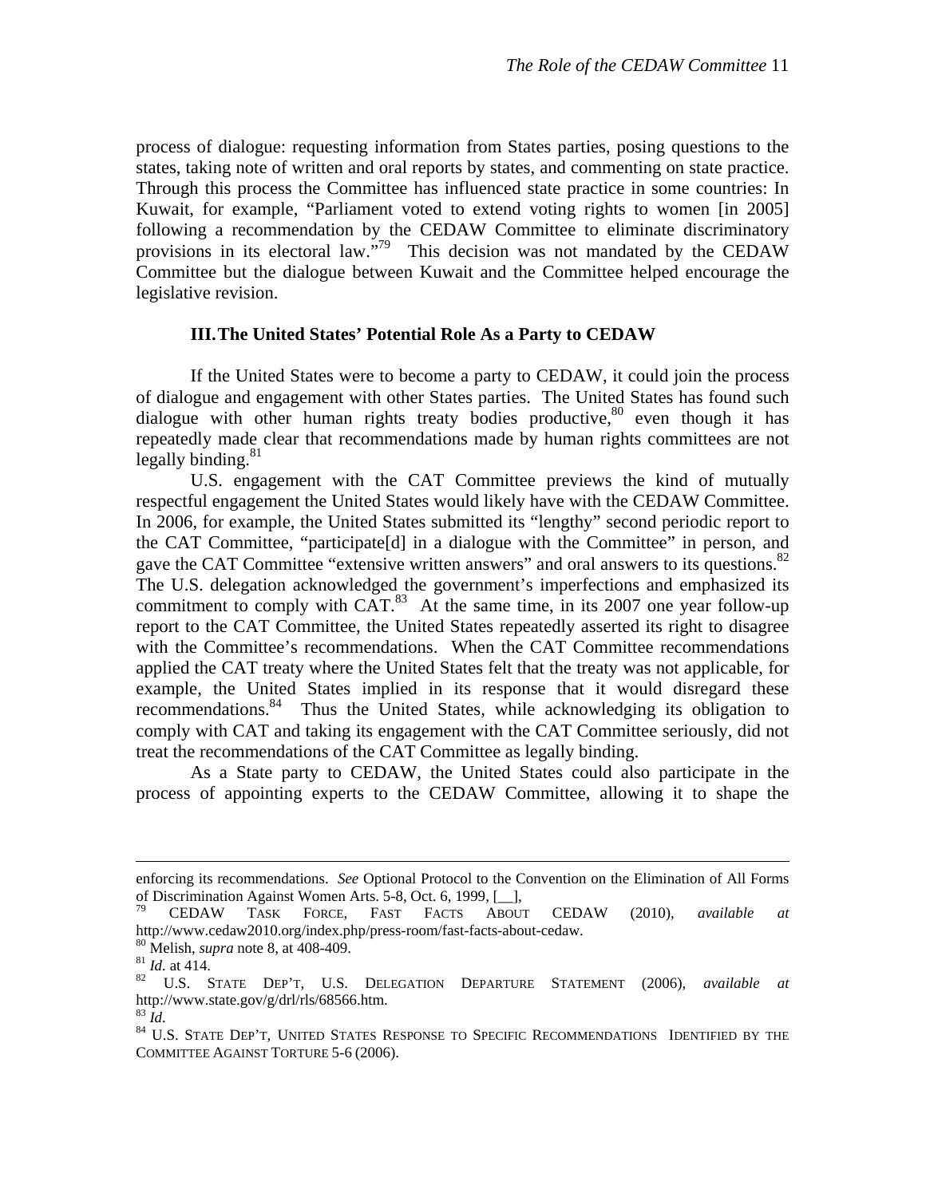process of dialogue: requesting information from States parties, posing questions to the states, taking note of written and oral reports by states, and commenting on state practice. Through this process the Committee has influenced state practice in some countries: In Kuwait, for example, "Parliament voted to extend voting rights to women [in 2005] following a recommendation by the CEDAW Committee to eliminate discriminatory provisions in its electoral law."[79] This decision was not mandated by the CEDAW Committee but the dialogue between Kuwait and the Committee helped encourage the legislative revision.

### III. The United States' Potential Role As a Party to CEDAW

If the United States were to become a party to CEDAW, it could join the process of dialogue and engagement with other States parties. The United States has found such dialogue with other human rights treaty bodies productive,[80] even though it has repeatedly made clear that recommendations made by human rights committees are not legally binding.[81]

U.S. engagement with the CAT Committee previews the kind of mutually respectful engagement the United States would likely have with the CEDAW Committee. In 2006, for example, the United States submitted its "lengthy" second periodic report to the CAT Committee, "participate[d] in a dialogue with the Committee" in person, and gave the CAT Committee "extensive written answers" and oral answers to its questions.[82] The U.S. delegation acknowledged the government's imperfections and emphasized its commitment to comply with CAT.[83] At the same time, in its 2007 one year follow-up report to the CAT Committee, the United States repeatedly asserted its right to disagree with the Committee's recommendations. When the CAT Committee recommendations applied the CAT treaty where the United States felt that the treaty was not applicable, for example, the United States implied in its response that it would disregard these recommendations.[84] Thus the United States, while acknowledging its obligation to comply with CAT and taking its engagement with the CAT Committee seriously, did not treat the recommendations of the CAT Committee as legally binding.

As a State party to CEDAW, the United States could also participate in the process of appointing experts to the CEDAW Committee, allowing it to shape the

---

enforcing its recommendations. *See* Optional Protocol to the Convention on the Elimination of All Forms of Discrimination Against Women Arts. 5-8, Oct. 6, 1999, [__],

[79] CEDAW TASK FORCE, FAST FACTS ABOUT CEDAW (2010), *available at* http://www.cedaw2010.org/index.php/press-room/fast-facts-about-cedaw.

[80] Melish, *supra* note 8, at 408-409.

[81] *Id.* at 414.

[82] U.S. STATE DEP'T, U.S. DELEGATION DEPARTURE STATEMENT (2006), *available at* http://www.state.gov/g/drl/rls/68566.htm.

[83] *Id.*

[84] U.S. STATE DEP'T, UNITED STATES RESPONSE TO SPECIFIC RECOMMENDATIONS IDENTIFIED BY THE COMMITTEE AGAINST TORTURE 5-6 (2006).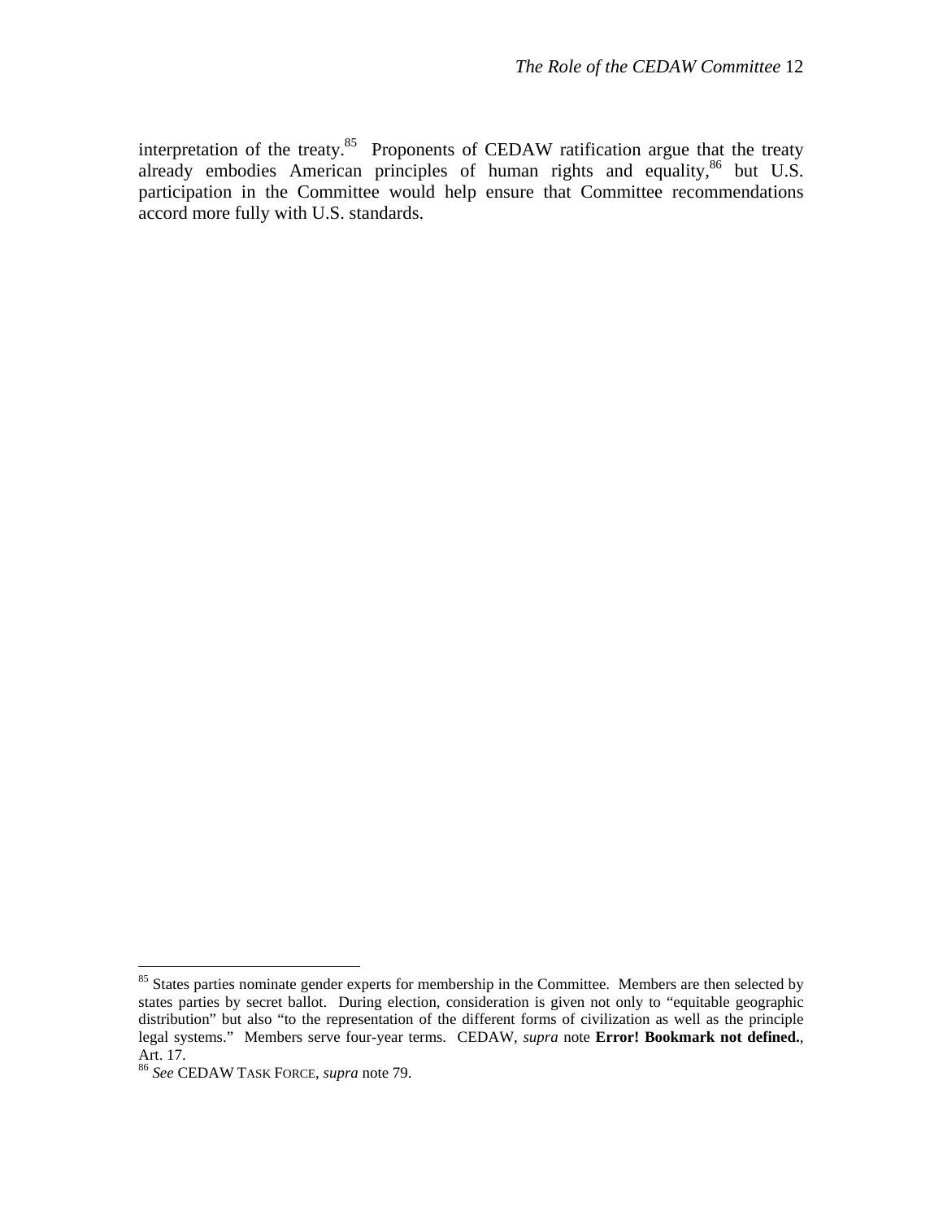interpretation of the treaty.[85] Proponents of CEDAW ratification argue that the treaty already embodies American principles of human rights and equality,[86] but U.S. participation in the Committee would help ensure that Committee recommendations accord more fully with U.S. standards.

---

[85] States parties nominate gender experts for membership in the Committee. Members are then selected by states parties by secret ballot. During election, consideration is given not only to "equitable geographic distribution" but also "to the representation of the different forms of civilization as well as the principle legal systems." Members serve four-year terms. CEDAW, *supra* note **Error! Bookmark not defined.**, Art. 17.

[86] *See* CEDAW TASK FORCE, *supra* note 79.